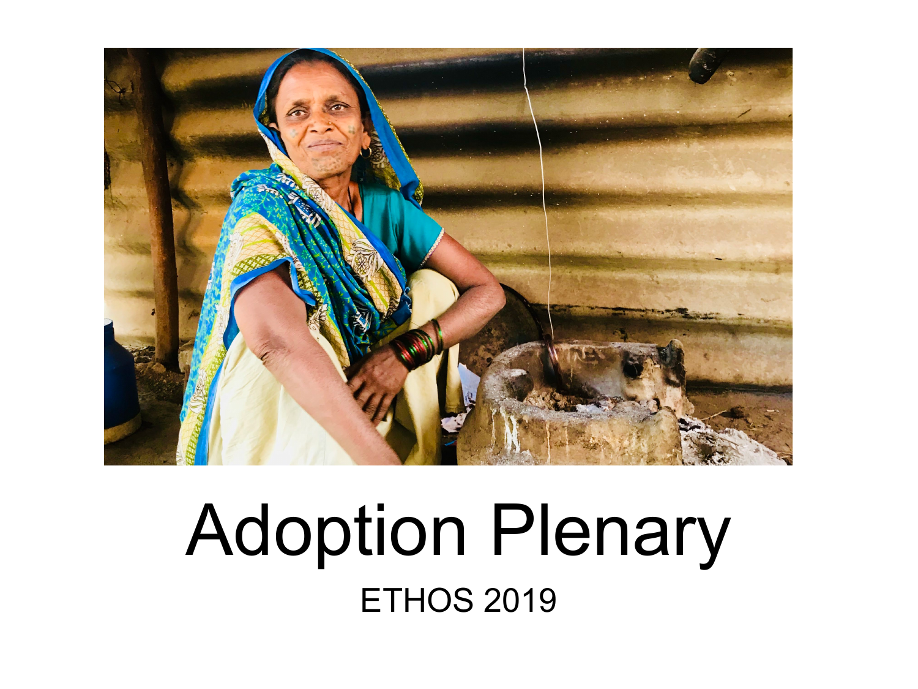# Adoption Plenary

ETHOS 2019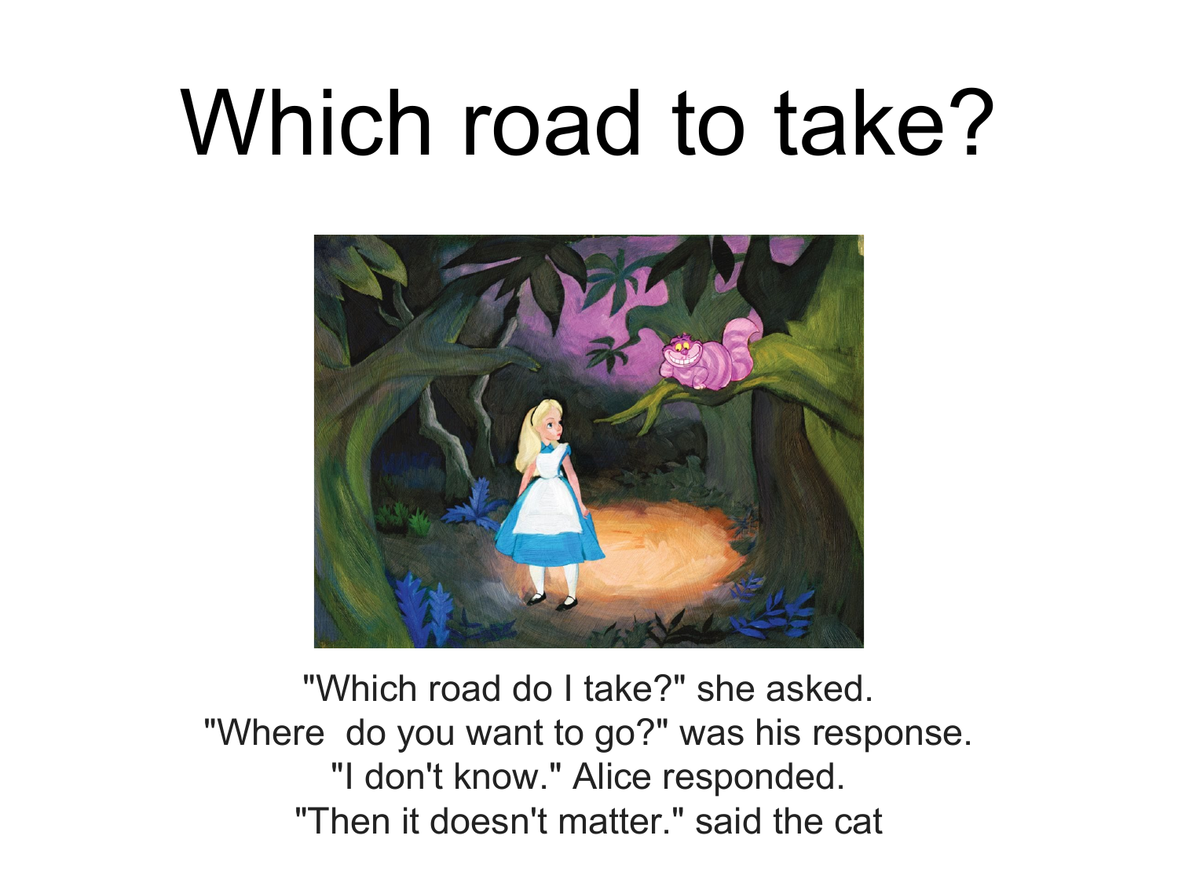# Which road to take?

"Which road do I take?" she asked.
"Where  do you want to go?" was his response.
"I don't know." Alice responded.
"Then it doesn't matter." said the cat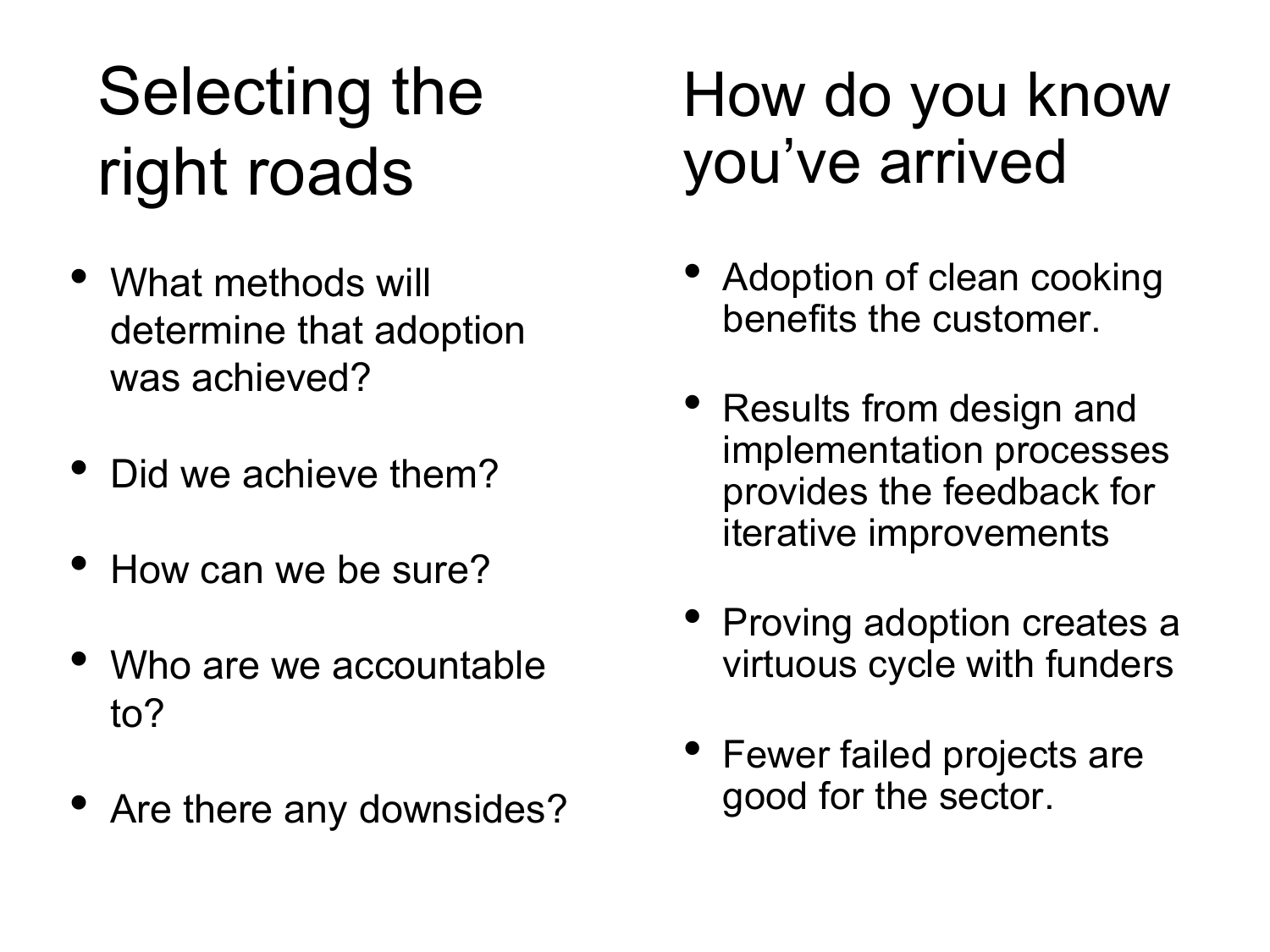## Selecting the right roads

- What methods will determine that adoption was achieved?
- Did we achieve them?
- How can we be sure?
- Who are we accountable to?
- Are there any downsides?

## How do you know you've arrived

- Adoption of clean cooking benefits the customer.
- Results from design and implementation processes provides the feedback for iterative improvements
- Proving adoption creates a virtuous cycle with funders
- Fewer failed projects are good for the sector.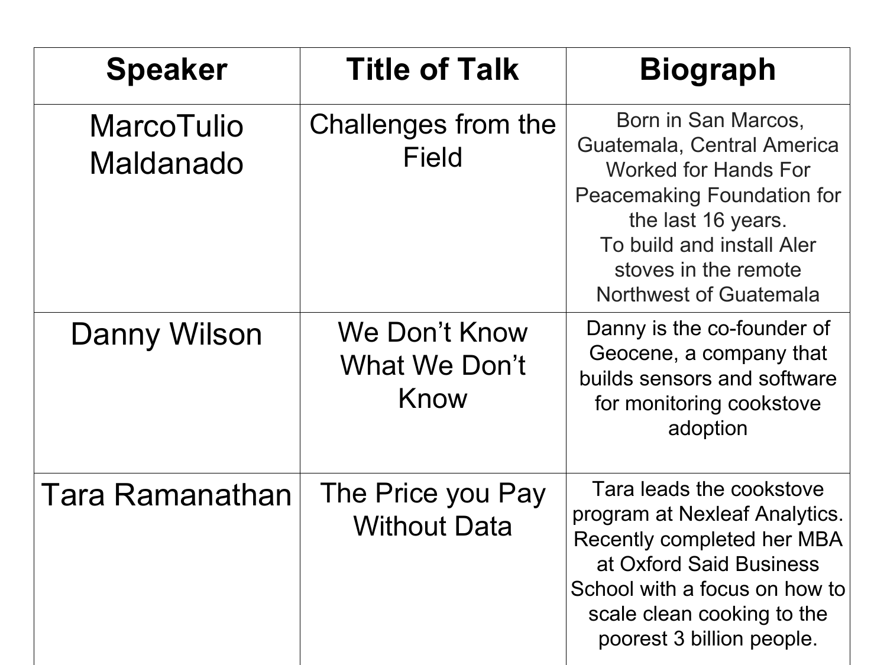| Speaker | Title of Talk | Biograph |
| --- | --- | --- |
| MarcoTulio Maldanado | Challenges from the Field | Born in San Marcos, Guatemala, Central America Worked for Hands For Peacemaking Foundation for the last 16 years. To build and install Aler stoves in the remote Northwest of Guatemala |
| Danny Wilson | We Don't Know What We Don't Know | Danny is the co-founder of Geocene, a company that builds sensors and software for monitoring cookstove adoption |
| Tara Ramanathan | The Price you Pay Without Data | Tara leads the cookstove program at Nexleaf Analytics. Recently completed her MBA at Oxford Said Business School with a focus on how to scale clean cooking to the poorest 3 billion people. |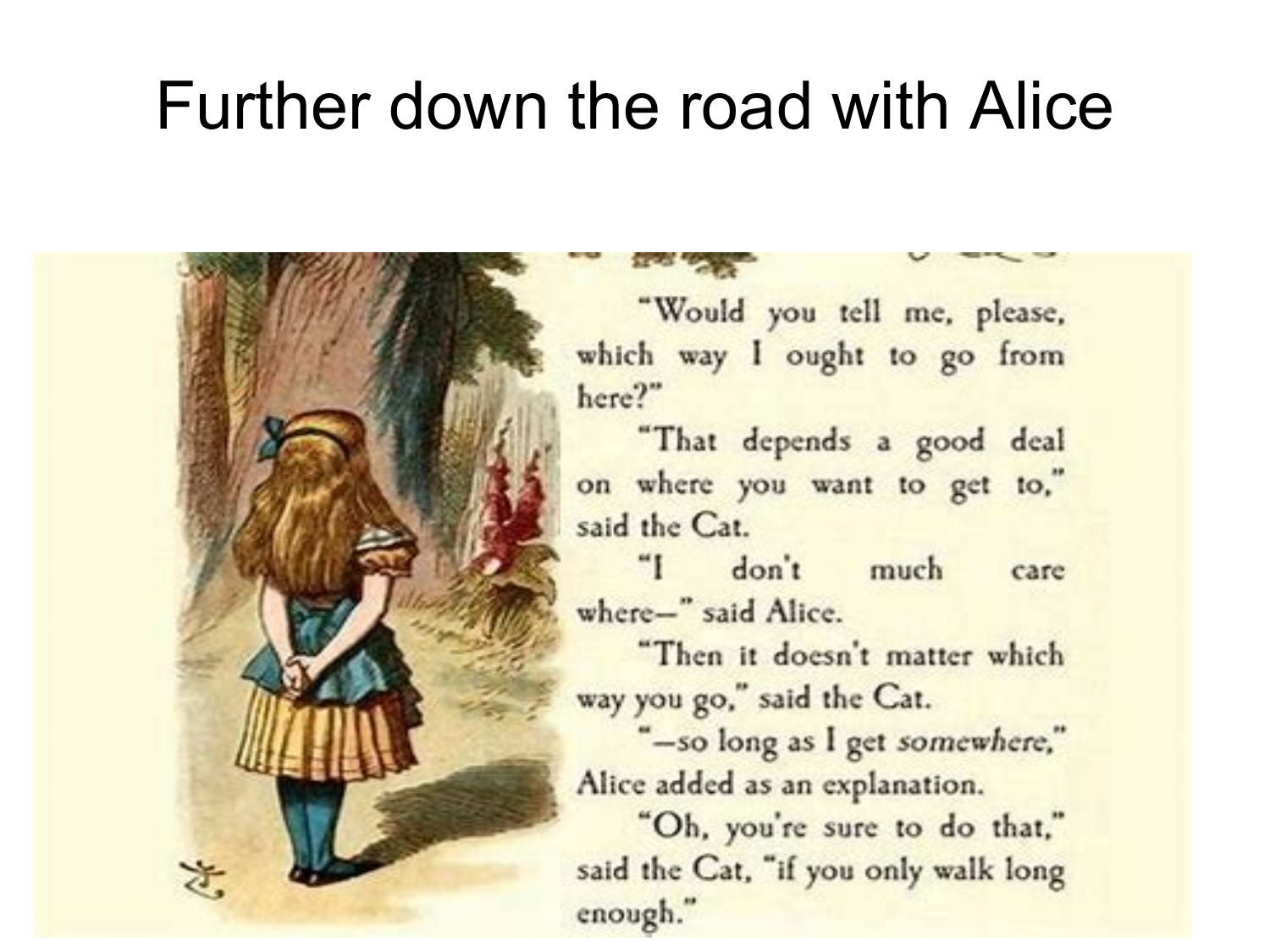# Further down the road with Alice

"Would you tell me, please, which way I ought to go from here?"

"That depends a good deal on where you want to get to," said the Cat.

"I don't much care where—" said Alice.

"Then it doesn't matter which way you go," said the Cat.

"—so long as I get *somewhere*," Alice added as an explanation.

"Oh, you're sure to do that," said the Cat, "if you only walk long enough."